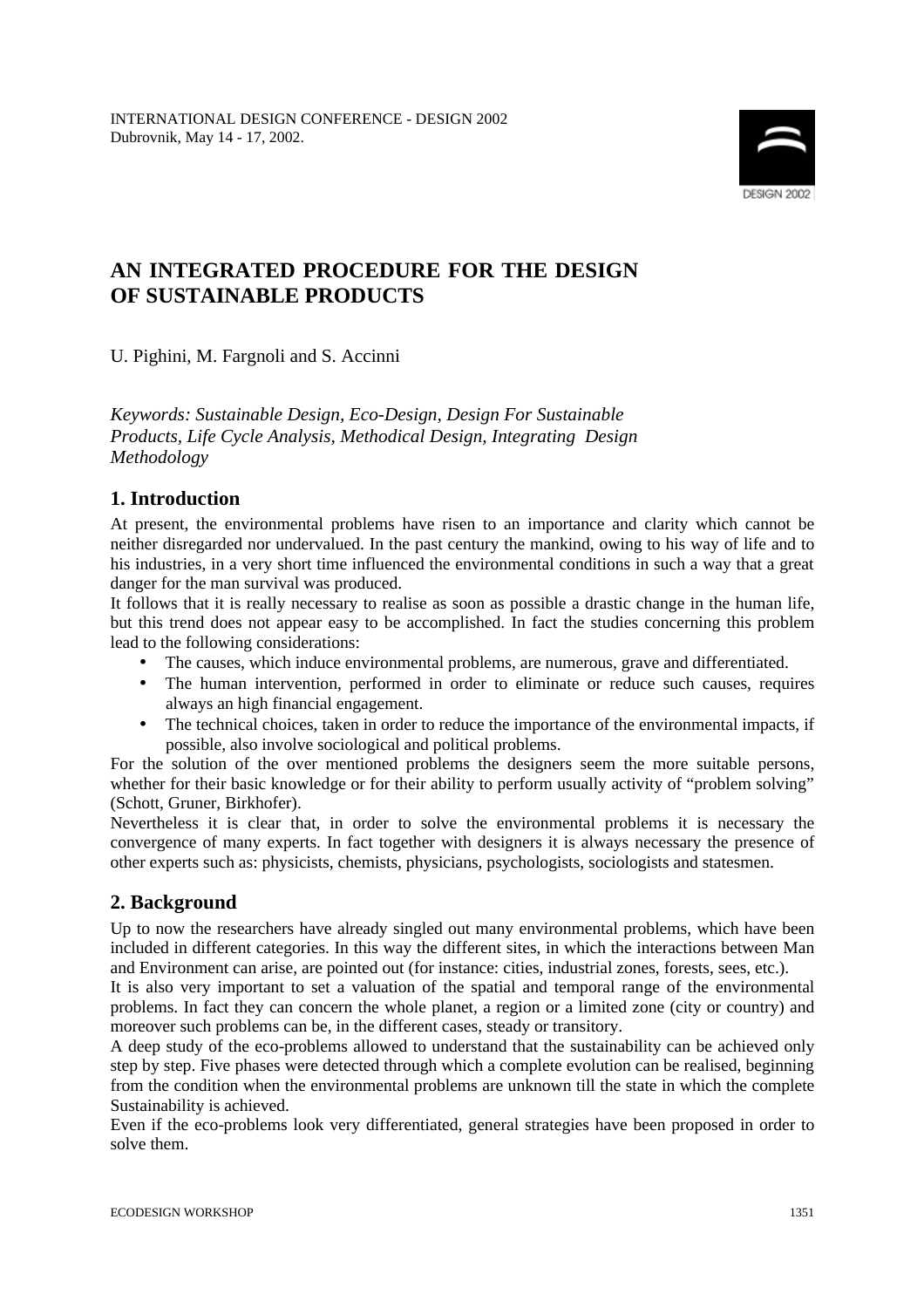INTERNATIONAL DESIGN CONFERENCE - DESIGN 2002
Dubrovnik, May 14 - 17, 2002.

# AN INTEGRATED PROCEDURE FOR THE DESIGN OF SUSTAINABLE PRODUCTS

U. Pighini, M. Fargnoli and S. Accinni

*Keywords: Sustainable Design, Eco-Design, Design For Sustainable Products, Life Cycle Analysis, Methodical Design, Integrating Design Methodology*

## 1. Introduction

At present, the environmental problems have risen to an importance and clarity which cannot be neither disregarded nor undervalued. In the past century the mankind, owing to his way of life and to his industries, in a very short time influenced the environmental conditions in such a way that a great danger for the man survival was produced.

It follows that it is really necessary to realise as soon as possible a drastic change in the human life, but this trend does not appear easy to be accomplished. In fact the studies concerning this problem lead to the following considerations:

- The causes, which induce environmental problems, are numerous, grave and differentiated.
- The human intervention, performed in order to eliminate or reduce such causes, requires always an high financial engagement.
- The technical choices, taken in order to reduce the importance of the environmental impacts, if possible, also involve sociological and political problems.

For the solution of the over mentioned problems the designers seem the more suitable persons, whether for their basic knowledge or for their ability to perform usually activity of "problem solving" (Schott, Gruner, Birkhofer).

Nevertheless it is clear that, in order to solve the environmental problems it is necessary the convergence of many experts. In fact together with designers it is always necessary the presence of other experts such as: physicists, chemists, physicians, psychologists, sociologists and statesmen.

## 2. Background

Up to now the researchers have already singled out many environmental problems, which have been included in different categories. In this way the different sites, in which the interactions between Man and Environment can arise, are pointed out (for instance: cities, industrial zones, forests, sees, etc.).

It is also very important to set a valuation of the spatial and temporal range of the environmental problems. In fact they can concern the whole planet, a region or a limited zone (city or country) and moreover such problems can be, in the different cases, steady or transitory.

A deep study of the eco-problems allowed to understand that the sustainability can be achieved only step by step. Five phases were detected through which a complete evolution can be realised, beginning from the condition when the environmental problems are unknown till the state in which the complete Sustainability is achieved.

Even if the eco-problems look very differentiated, general strategies have been proposed in order to solve them.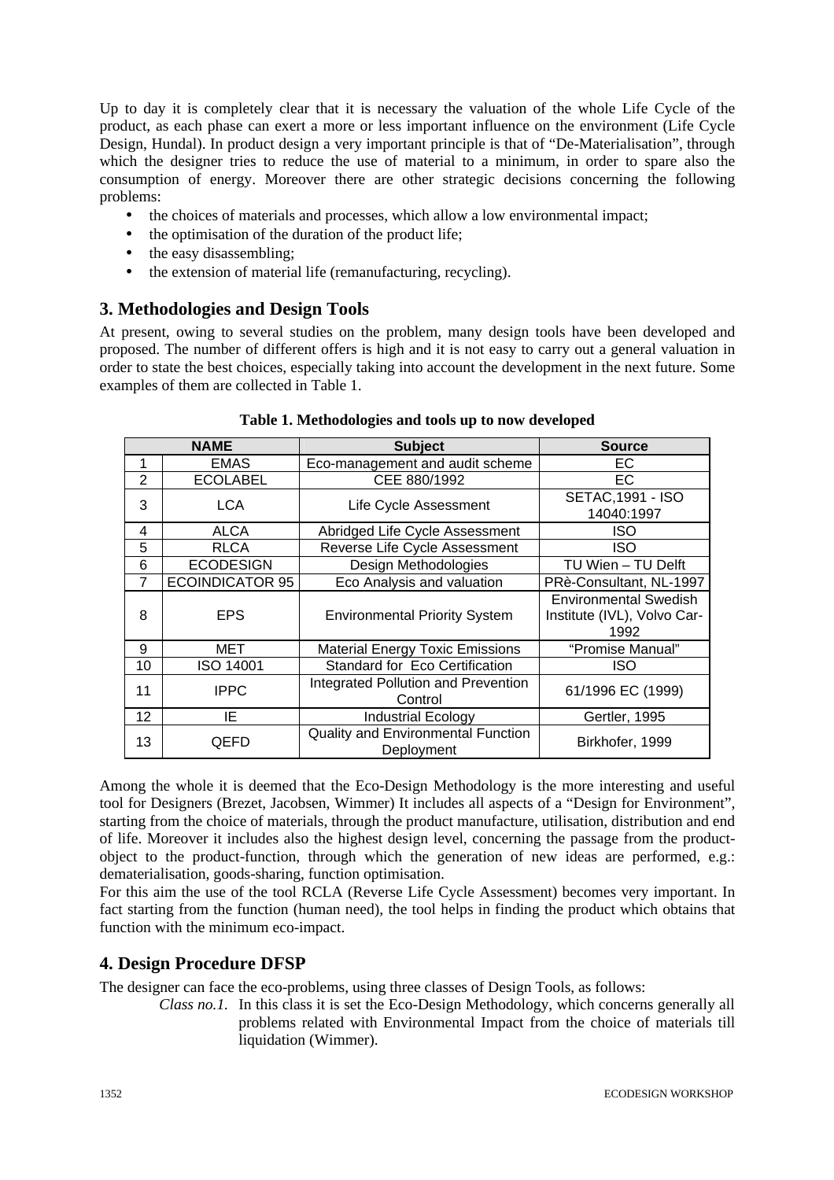Up to day it is completely clear that it is necessary the valuation of the whole Life Cycle of the product, as each phase can exert a more or less important influence on the environment (Life Cycle Design, Hundal). In product design a very important principle is that of "De-Materialisation", through which the designer tries to reduce the use of material to a minimum, in order to spare also the consumption of energy. Moreover there are other strategic decisions concerning the following problems:

- the choices of materials and processes, which allow a low environmental impact;
- the optimisation of the duration of the product life;
- the easy disassembling;
- the extension of material life (remanufacturing, recycling).

## 3. Methodologies and Design Tools

At present, owing to several studies on the problem, many design tools have been developed and proposed. The number of different offers is high and it is not easy to carry out a general valuation in order to state the best choices, especially taking into account the development in the next future. Some examples of them are collected in Table 1.

**Table 1. Methodologies and tools up to now developed**

| NAME | | Subject | Source |
|---|---|---|---|
| 1 | EMAS | Eco-management and audit scheme | EC |
| 2 | ECOLABEL | CEE 880/1992 | EC |
| 3 | LCA | Life Cycle Assessment | SETAC,1991 - ISO 14040:1997 |
| 4 | ALCA | Abridged Life Cycle Assessment | ISO |
| 5 | RLCA | Reverse Life Cycle Assessment | ISO |
| 6 | ECODESIGN | Design Methodologies | TU Wien – TU Delft |
| 7 | ECOINDICATOR 95 | Eco Analysis and valuation | PRè-Consultant, NL-1997 |
| 8 | EPS | Environmental Priority System | Environmental Swedish Institute (IVL), Volvo Car-1992 |
| 9 | MET | Material Energy Toxic Emissions | "Promise Manual" |
| 10 | ISO 14001 | Standard for Eco Certification | ISO |
| 11 | IPPC | Integrated Pollution and Prevention Control | 61/1996 EC (1999) |
| 12 | IE | Industrial Ecology | Gertler, 1995 |
| 13 | QEFD | Quality and Environmental Function Deployment | Birkhofer, 1999 |

Among the whole it is deemed that the Eco-Design Methodology is the more interesting and useful tool for Designers (Brezet, Jacobsen, Wimmer) It includes all aspects of a "Design for Environment", starting from the choice of materials, through the product manufacture, utilisation, distribution and end of life. Moreover it includes also the highest design level, concerning the passage from the product-object to the product-function, through which the generation of new ideas are performed, e.g.: dematerialisation, goods-sharing, function optimisation.

For this aim the use of the tool RCLA (Reverse Life Cycle Assessment) becomes very important. In fact starting from the function (human need), the tool helps in finding the product which obtains that function with the minimum eco-impact.

## 4. Design Procedure DFSP

The designer can face the eco-problems, using three classes of Design Tools, as follows:

*Class no.1.* In this class it is set the Eco-Design Methodology, which concerns generally all problems related with Environmental Impact from the choice of materials till liquidation (Wimmer).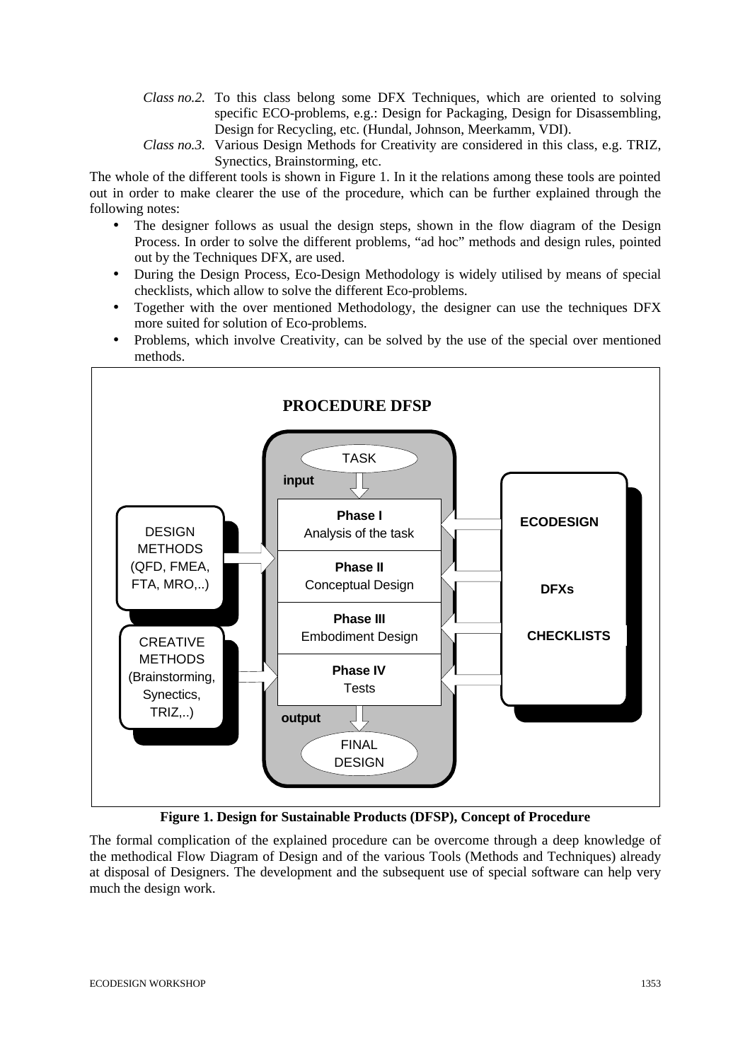*Class no.2.* To this class belong some DFX Techniques, which are oriented to solving specific ECO-problems, e.g.: Design for Packaging, Design for Disassembling, Design for Recycling, etc. (Hundal, Johnson, Meerkamm, VDI).

*Class no.3.* Various Design Methods for Creativity are considered in this class, e.g. TRIZ, Synectics, Brainstorming, etc.

The whole of the different tools is shown in Figure 1. In it the relations among these tools are pointed out in order to make clearer the use of the procedure, which can be further explained through the following notes:

- The designer follows as usual the design steps, shown in the flow diagram of the Design Process. In order to solve the different problems, "ad hoc" methods and design rules, pointed out by the Techniques DFX, are used.
- During the Design Process, Eco-Design Methodology is widely utilised by means of special checklists, which allow to solve the different Eco-problems.
- Together with the over mentioned Methodology, the designer can use the techniques DFX more suited for solution of Eco-problems.
- Problems, which involve Creativity, can be solved by the use of the special over mentioned methods.

PROCEDURE DFSP

TASK → input → Phase I: Analysis of the task; Phase II: Conceptual Design; Phase III: Embodiment Design; Phase IV: Tests → output → FINAL DESIGN

DESIGN METHODS (QFD, FMEA, FTA, MRO,..)

CREATIVE METHODS (Brainstorming, Synectics, TRIZ,..)

ECODESIGN DFXs CHECKLISTS

**Figure 1. Design for Sustainable Products (DFSP), Concept of Procedure**

The formal complication of the explained procedure can be overcome through a deep knowledge of the methodical Flow Diagram of Design and of the various Tools (Methods and Techniques) already at disposal of Designers. The development and the subsequent use of special software can help very much the design work.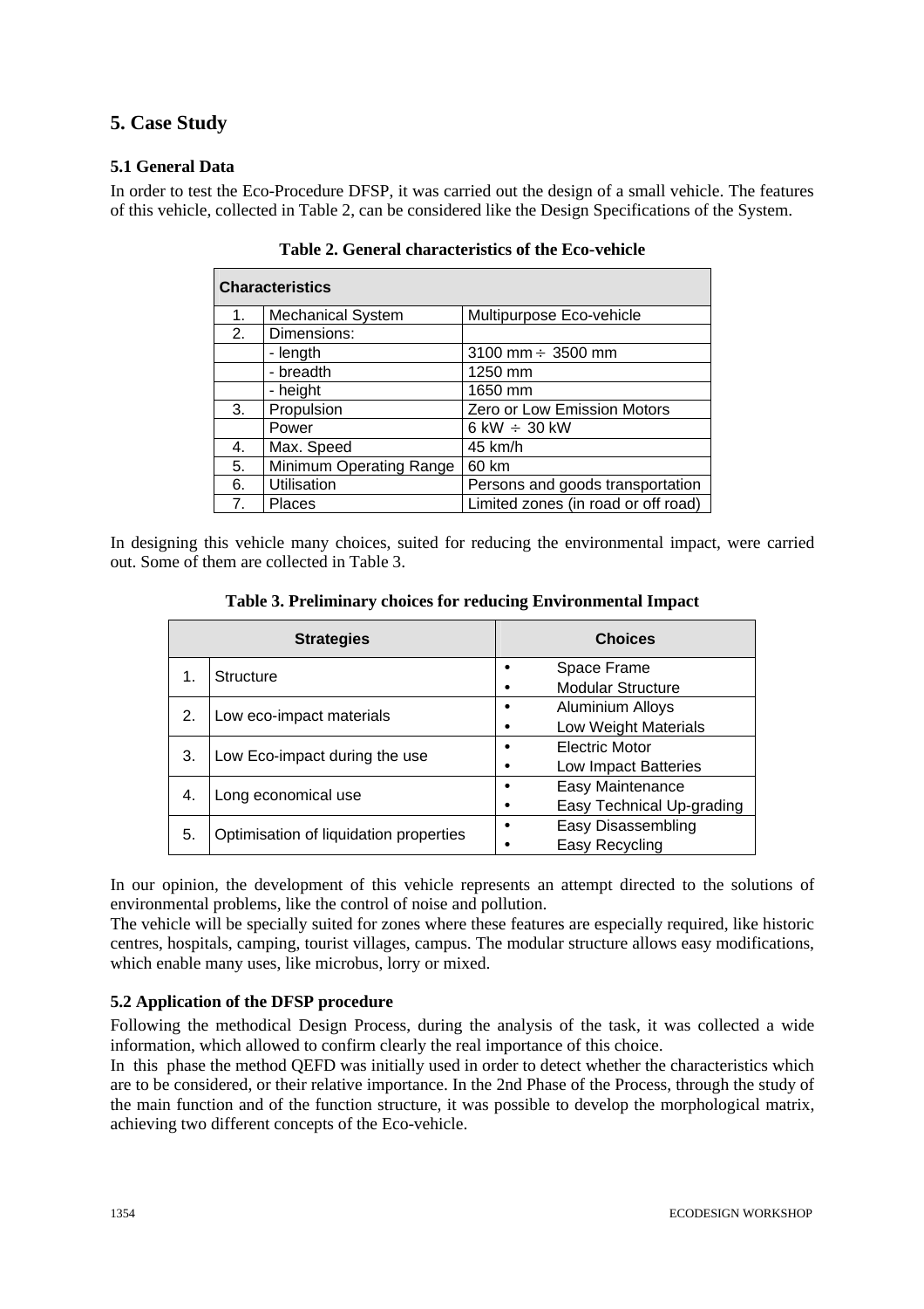## 5. Case Study

### 5.1 General Data

In order to test the Eco-Procedure DFSP, it was carried out the design of a small vehicle. The features of this vehicle, collected in Table 2, can be considered like the Design Specifications of the System.

**Table 2. General characteristics of the Eco-vehicle**

| Characteristics | | |
|---|---|---|
| 1. | Mechanical System | Multipurpose Eco-vehicle |
| 2. | Dimensions: | |
| | - length | 3100 mm ÷ 3500 mm |
| | - breadth | 1250 mm |
| | - height | 1650 mm |
| 3. | Propulsion | Zero or Low Emission Motors |
| | Power | 6 kW ÷ 30 kW |
| 4. | Max. Speed | 45 km/h |
| 5. | Minimum Operating Range | 60 km |
| 6. | Utilisation | Persons and goods transportation |
| 7. | Places | Limited zones (in road or off road) |

In designing this vehicle many choices, suited for reducing the environmental impact, were carried out. Some of them are collected in Table 3.

**Table 3. Preliminary choices for reducing Environmental Impact**

| Strategies | | Choices |
|---|---|---|
| 1. | Structure | • Space Frame<br>• Modular Structure |
| 2. | Low eco-impact materials | • Aluminium Alloys<br>• Low Weight Materials |
| 3. | Low Eco-impact during the use | • Electric Motor<br>• Low Impact Batteries |
| 4. | Long economical use | • Easy Maintenance<br>• Easy Technical Up-grading |
| 5. | Optimisation of liquidation properties | • Easy Disassembling<br>• Easy Recycling |

In our opinion, the development of this vehicle represents an attempt directed to the solutions of environmental problems, like the control of noise and pollution.

The vehicle will be specially suited for zones where these features are especially required, like historic centres, hospitals, camping, tourist villages, campus. The modular structure allows easy modifications, which enable many uses, like microbus, lorry or mixed.

### 5.2 Application of the DFSP procedure

Following the methodical Design Process, during the analysis of the task, it was collected a wide information, which allowed to confirm clearly the real importance of this choice.

In this phase the method QEFD was initially used in order to detect whether the characteristics which are to be considered, or their relative importance. In the 2nd Phase of the Process, through the study of the main function and of the function structure, it was possible to develop the morphological matrix, achieving two different concepts of the Eco-vehicle.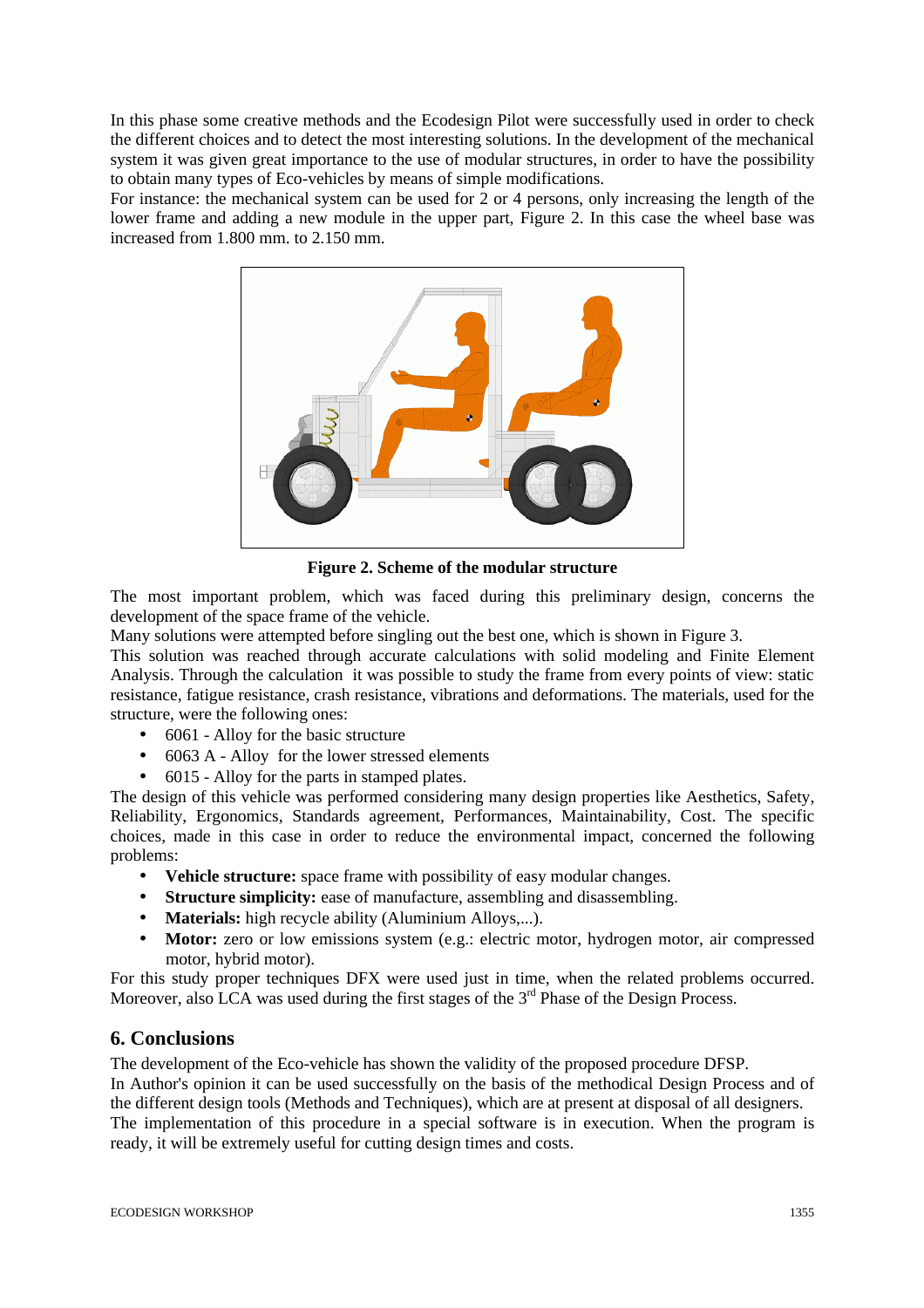In this phase some creative methods and the Ecodesign Pilot were successfully used in order to check the different choices and to detect the most interesting solutions. In the development of the mechanical system it was given great importance to the use of modular structures, in order to have the possibility to obtain many types of Eco-vehicles by means of simple modifications.
For instance: the mechanical system can be used for 2 or 4 persons, only increasing the length of the lower frame and adding a new module in the upper part, Figure 2. In this case the wheel base was increased from 1.800 mm. to 2.150 mm.

**Figure 2. Scheme of the modular structure**

The most important problem, which was faced during this preliminary design, concerns the development of the space frame of the vehicle.
Many solutions were attempted before singling out the best one, which is shown in Figure 3.
This solution was reached through accurate calculations with solid modeling and Finite Element Analysis. Through the calculation it was possible to study the frame from every points of view: static resistance, fatigue resistance, crash resistance, vibrations and deformations. The materials, used for the structure, were the following ones:

- 6061 - Alloy for the basic structure
- 6063 A - Alloy for the lower stressed elements
- 6015 - Alloy for the parts in stamped plates.

The design of this vehicle was performed considering many design properties like Aesthetics, Safety, Reliability, Ergonomics, Standards agreement, Performances, Maintainability, Cost. The specific choices, made in this case in order to reduce the environmental impact, concerned the following problems:

- **Vehicle structure:** space frame with possibility of easy modular changes.
- **Structure simplicity:** ease of manufacture, assembling and disassembling.
- **Materials:** high recycle ability (Aluminium Alloys,...).
- **Motor:** zero or low emissions system (e.g.: electric motor, hydrogen motor, air compressed motor, hybrid motor).

For this study proper techniques DFX were used just in time, when the related problems occurred. Moreover, also LCA was used during the first stages of the 3rd Phase of the Design Process.

## 6. Conclusions

The development of the Eco-vehicle has shown the validity of the proposed procedure DFSP.
In Author's opinion it can be used successfully on the basis of the methodical Design Process and of the different design tools (Methods and Techniques), which are at present at disposal of all designers.
The implementation of this procedure in a special software is in execution. When the program is ready, it will be extremely useful for cutting design times and costs.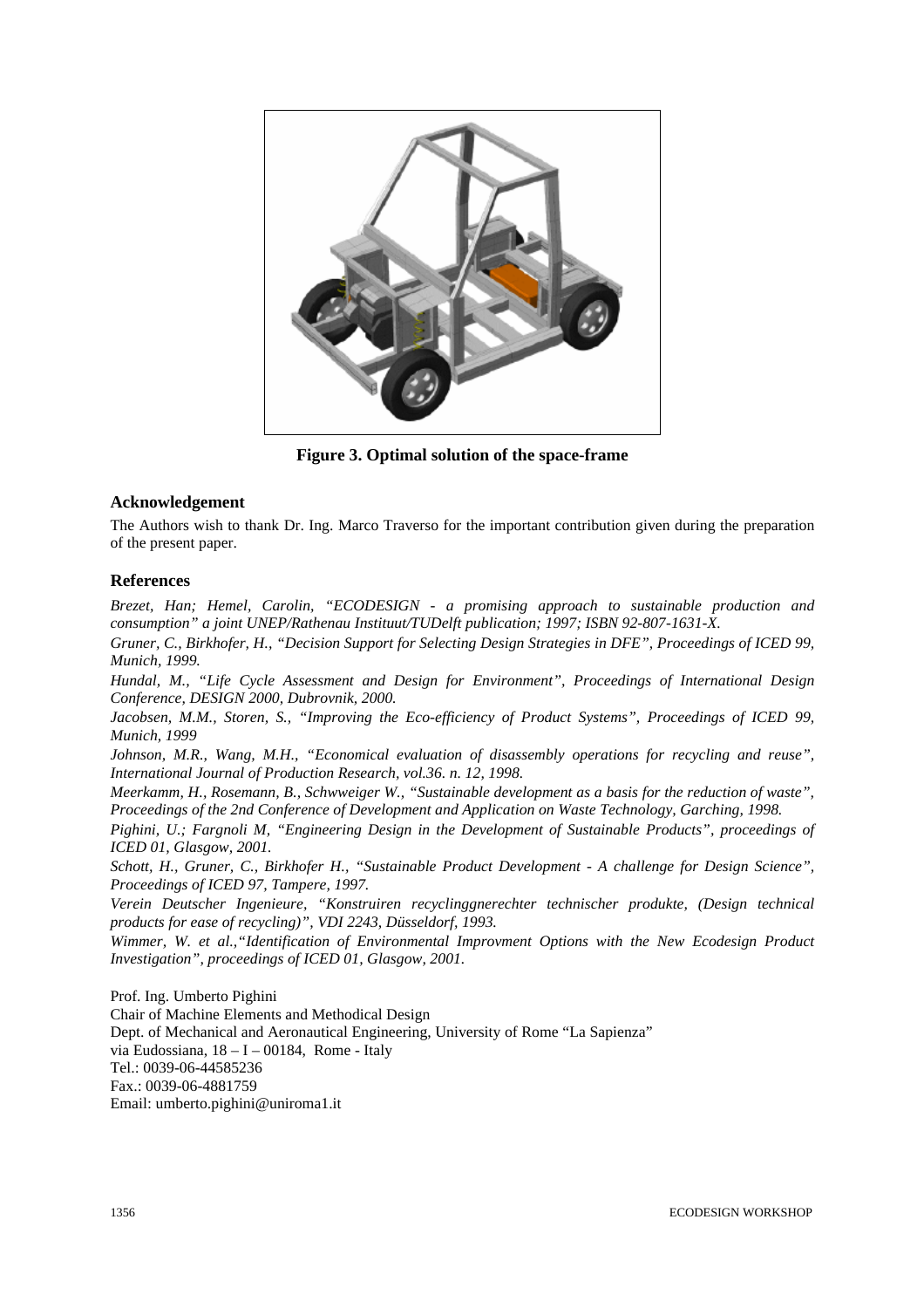**Figure 3. Optimal solution of the space-frame**

## Acknowledgement

The Authors wish to thank Dr. Ing. Marco Traverso for the important contribution given during the preparation of the present paper.

## References

*Brezet, Han; Hemel, Carolin, "ECODESIGN - a promising approach to sustainable production and consumption" a joint UNEP/Rathenau Instituut/TUDelft publication; 1997; ISBN 92-807-1631-X.*

*Gruner, C., Birkhofer, H., "Decision Support for Selecting Design Strategies in DFE", Proceedings of ICED 99, Munich, 1999.*

*Hundal, M., "Life Cycle Assessment and Design for Environment", Proceedings of International Design Conference, DESIGN 2000, Dubrovnik, 2000.*

*Jacobsen, M.M., Storen, S., "Improving the Eco-efficiency of Product Systems", Proceedings of ICED 99, Munich, 1999*

*Johnson, M.R., Wang, M.H., "Economical evaluation of disassembly operations for recycling and reuse", International Journal of Production Research, vol.36. n. 12, 1998.*

*Meerkamm, H., Rosemann, B., Schwweiger W., "Sustainable development as a basis for the reduction of waste", Proceedings of the 2nd Conference of Development and Application on Waste Technology, Garching, 1998.*

*Pighini, U.; Fargnoli M, "Engineering Design in the Development of Sustainable Products", proceedings of ICED 01, Glasgow, 2001.*

*Schott, H., Gruner, C., Birkhofer H., "Sustainable Product Development - A challenge for Design Science", Proceedings of ICED 97, Tampere, 1997.*

*Verein Deutscher Ingenieure, "Konstruiren recyclinggnerechter technischer produkte, (Design technical products for ease of recycling)", VDI 2243, Düsseldorf, 1993.*

*Wimmer, W. et al.,"Identification of Environmental Improvment Options with the New Ecodesign Product Investigation", proceedings of ICED 01, Glasgow, 2001.*

Prof. Ing. Umberto Pighini
Chair of Machine Elements and Methodical Design
Dept. of Mechanical and Aeronautical Engineering, University of Rome "La Sapienza"
via Eudossiana, 18 – I – 00184, Rome - Italy
Tel.: 0039-06-44585236
Fax.: 0039-06-4881759
Email: umberto.pighini@uniroma1.it